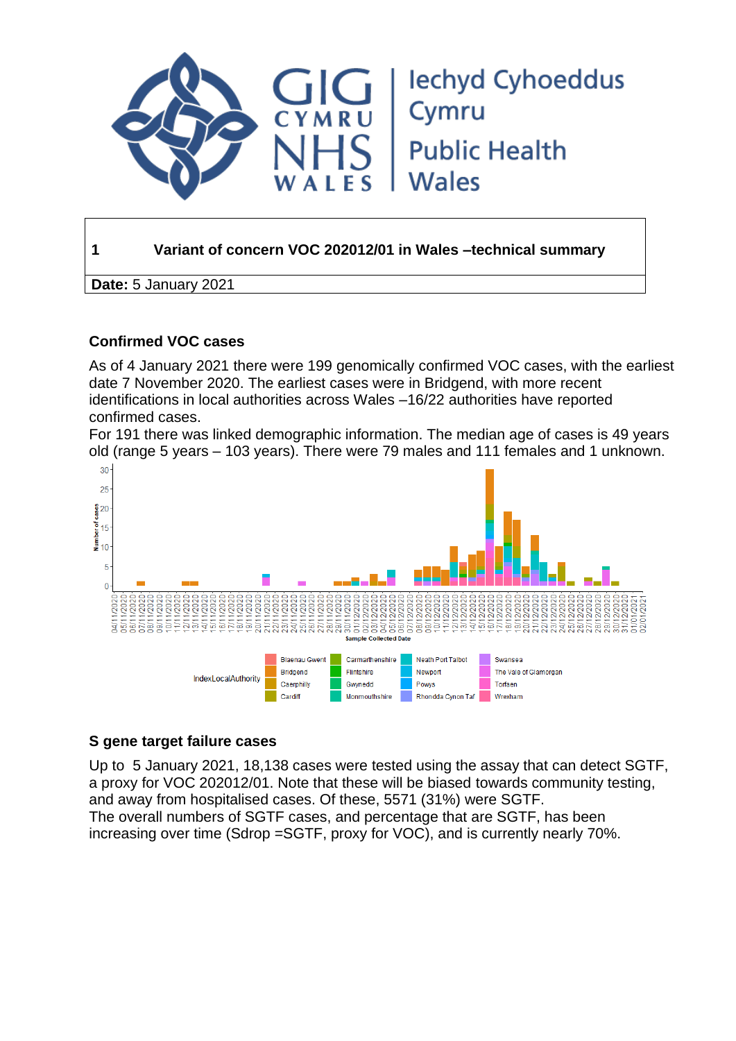# 1 Variant of concern VOC 202012/01 in Wales –technical summary

**Date:** 5 January 2021

## Confirmed VOC cases

As of 4 January 2021 there were 199 genomically confirmed VOC cases, with the earliest date 7 November 2020. The earliest cases were in Bridgend, with more recent identifications in local authorities across Wales –16/22 authorities have reported confirmed cases.

For 191 there was linked demographic information. The median age of cases is 49 years old (range 5 years – 103 years). There were 79 males and 111 females and 1 unknown.

## S gene target failure cases

Up to 5 January 2021, 18,138 cases were tested using the assay that can detect SGTF, a proxy for VOC 202012/01. Note that these will be biased towards community testing, and away from hospitalised cases. Of these, 5571 (31%) were SGTF.

The overall numbers of SGTF cases, and percentage that are SGTF, has been increasing over time (Sdrop =SGTF, proxy for VOC), and is currently nearly 70%.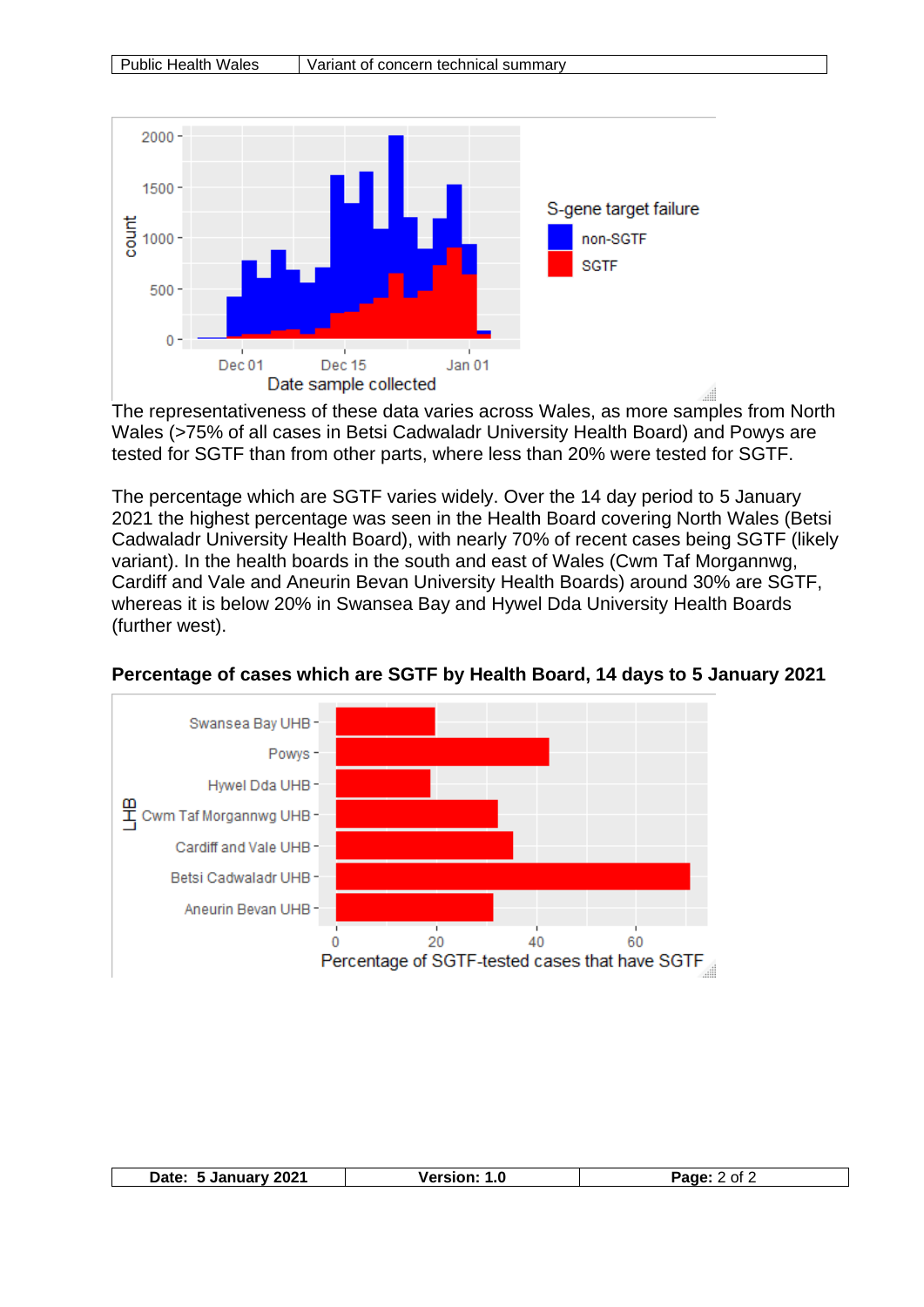count
2000
1500
1000
500
0
Dec 01
Dec 15
Jan 01
Date sample collected

S-gene target failure
non-SGTF
SGTF

The representativeness of these data varies across Wales, as more samples from North Wales (>75% of all cases in Betsi Cadwaladr University Health Board) and Powys are tested for SGTF than from other parts, where less than 20% were tested for SGTF.

The percentage which are SGTF varies widely. Over the 14 day period to 5 January 2021 the highest percentage was seen in the Health Board covering North Wales (Betsi Cadwaladr University Health Board), with nearly 70% of recent cases being SGTF (likely variant). In the health boards in the south and east of Wales (Cwm Taf Morgannwg, Cardiff and Vale and Aneurin Bevan University Health Boards) around 30% are SGTF, whereas it is below 20% in Swansea Bay and Hywel Dda University Health Boards (further west).

**Percentage of cases which are SGTF by Health Board, 14 days to 5 January 2021**

LHB
Swansea Bay UHB
Powys
Hywel Dda UHB
Cwm Taf Morgannwg UHB
Cardiff and Vale UHB
Betsi Cadwaladr UHB
Aneurin Bevan UHB
0
20
40
60
Percentage of SGTF-tested cases that have SGTF